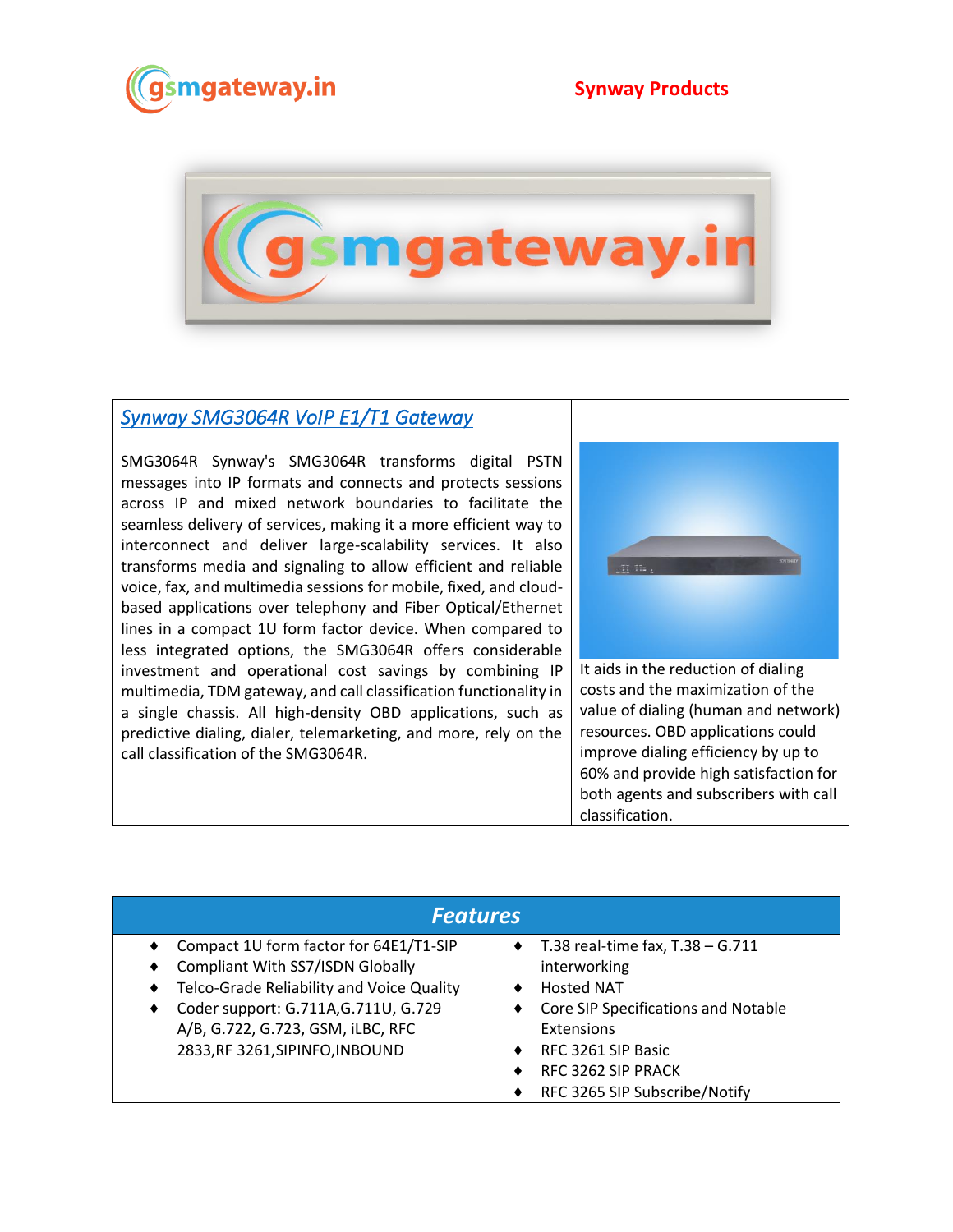**Synway Products**

## Synway SMG3064R VoIP E1/T1 Gateway

SMG3064R Synway's SMG3064R transforms digital PSTN messages into IP formats and connects and protects sessions across IP and mixed network boundaries to facilitate the seamless delivery of services, making it a more efficient way to interconnect and deliver large-scalability services. It also transforms media and signaling to allow efficient and reliable voice, fax, and multimedia sessions for mobile, fixed, and cloud-based applications over telephony and Fiber Optical/Ethernet lines in a compact 1U form factor device. When compared to less integrated options, the SMG3064R offers considerable investment and operational cost savings by combining IP multimedia, TDM gateway, and call classification functionality in a single chassis. All high-density OBD applications, such as predictive dialing, dialer, telemarketing, and more, rely on the call classification of the SMG3064R.

It aids in the reduction of dialing costs and the maximization of the value of dialing (human and network) resources. OBD applications could improve dialing efficiency by up to 60% and provide high satisfaction for both agents and subscribers with call classification.

## Features

- Compact 1U form factor for 64E1/T1-SIP
- Compliant With SS7/ISDN Globally
- Telco-Grade Reliability and Voice Quality
- Coder support: G.711A,G.711U, G.729 A/B, G.722, G.723, GSM, iLBC, RFC 2833,RF 3261,SIPINFO,INBOUND
- T.38 real-time fax, T.38 – G.711 interworking
- Hosted NAT
- Core SIP Specifications and Notable Extensions
- RFC 3261 SIP Basic
- RFC 3262 SIP PRACK
- RFC 3265 SIP Subscribe/Notify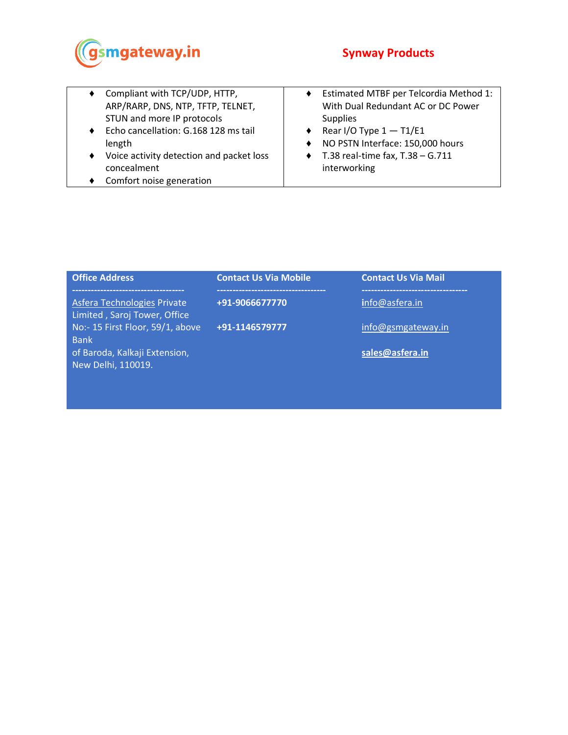| | |
|---|---|
| ♦ Compliant with TCP/UDP, HTTP, ARP/RARP, DNS, NTP, TFTP, TELNET, STUN and more IP protocols<br>♦ Echo cancellation: G.168 128 ms tail length<br>♦ Voice activity detection and packet loss concealment<br>♦ Comfort noise generation | ♦ Estimated MTBF per Telcordia Method 1: With Dual Redundant AC or DC Power Supplies<br>♦ Rear I/O Type 1 — T1/E1<br>♦ NO PSTN Interface: 150,000 hours<br>♦ T.38 real-time fax, T.38 – G.711 interworking |

| Office Address | Contact Us Via Mobile | Contact Us Via Mail |
|---|---|---|
| Asfera Technologies Private Limited , Saroj Tower, Office No:- 15 First Floor, 59/1, above Bank of Baroda, Kalkaji Extension, New Delhi, 110019. | **+91-9066677770**<br><br>**+91-1146579777** | info@asfera.in<br><br>info@gsmgateway.in<br><br>**sales@asfera.in** |